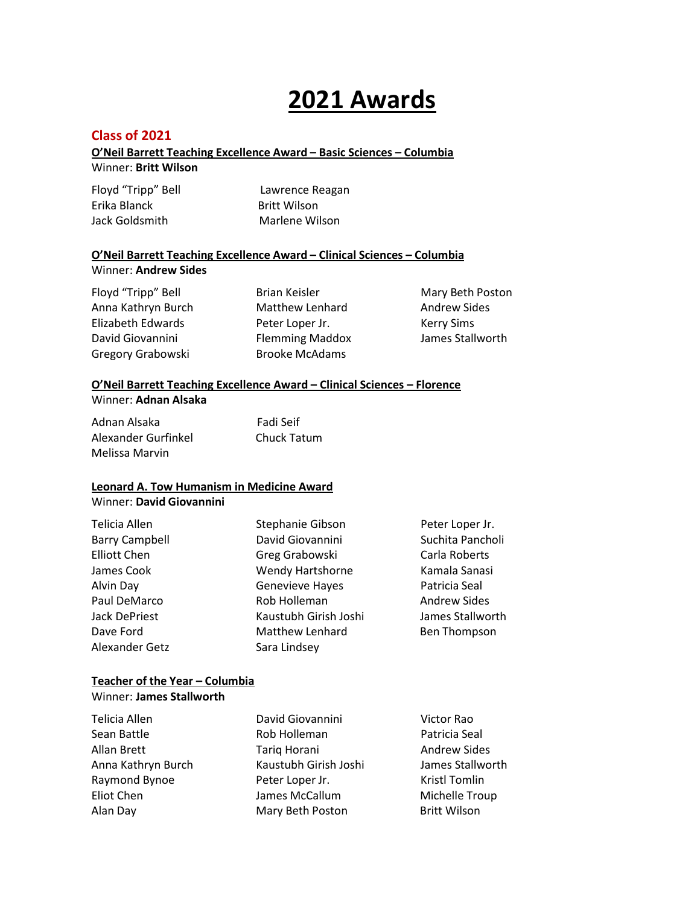# 2021 Awards

## Class of 2021

### O'Neil Barrett Teaching Excellence Award – Basic Sciences – Columbia

Winner: **Britt Wilson**

Floyd "Tripp" Bell
Erika Blanck
Jack Goldsmith
Lawrence Reagan
Britt Wilson
Marlene Wilson

### O'Neil Barrett Teaching Excellence Award – Clinical Sciences – Columbia

Winner: **Andrew Sides**

Floyd "Tripp" Bell
Anna Kathryn Burch
Elizabeth Edwards
David Giovannini
Gregory Grabowski
Brian Keisler
Matthew Lenhard
Peter Loper Jr.
Flemming Maddox
Brooke McAdams
Mary Beth Poston
Andrew Sides
Kerry Sims
James Stallworth

### O'Neil Barrett Teaching Excellence Award – Clinical Sciences – Florence

Winner: **Adnan Alsaka**

Adnan Alsaka
Alexander Gurfinkel
Melissa Marvin
Fadi Seif
Chuck Tatum

### Leonard A. Tow Humanism in Medicine Award

Winner: **David Giovannini**

Telicia Allen
Barry Campbell
Elliott Chen
James Cook
Alvin Day
Paul DeMarco
Jack DePriest
Dave Ford
Alexander Getz
Stephanie Gibson
David Giovannini
Greg Grabowski
Wendy Hartshorne
Genevieve Hayes
Rob Holleman
Kaustubh Girish Joshi
Matthew Lenhard
Sara Lindsey
Peter Loper Jr.
Suchita Pancholi
Carla Roberts
Kamala Sanasi
Patricia Seal
Andrew Sides
James Stallworth
Ben Thompson

### Teacher of the Year – Columbia

Winner: **James Stallworth**

Telicia Allen
Sean Battle
Allan Brett
Anna Kathryn Burch
Raymond Bynoe
Eliot Chen
Alan Day
David Giovannini
Rob Holleman
Tariq Horani
Kaustubh Girish Joshi
Peter Loper Jr.
James McCallum
Mary Beth Poston
Victor Rao
Patricia Seal
Andrew Sides
James Stallworth
Kristl Tomlin
Michelle Troup
Britt Wilson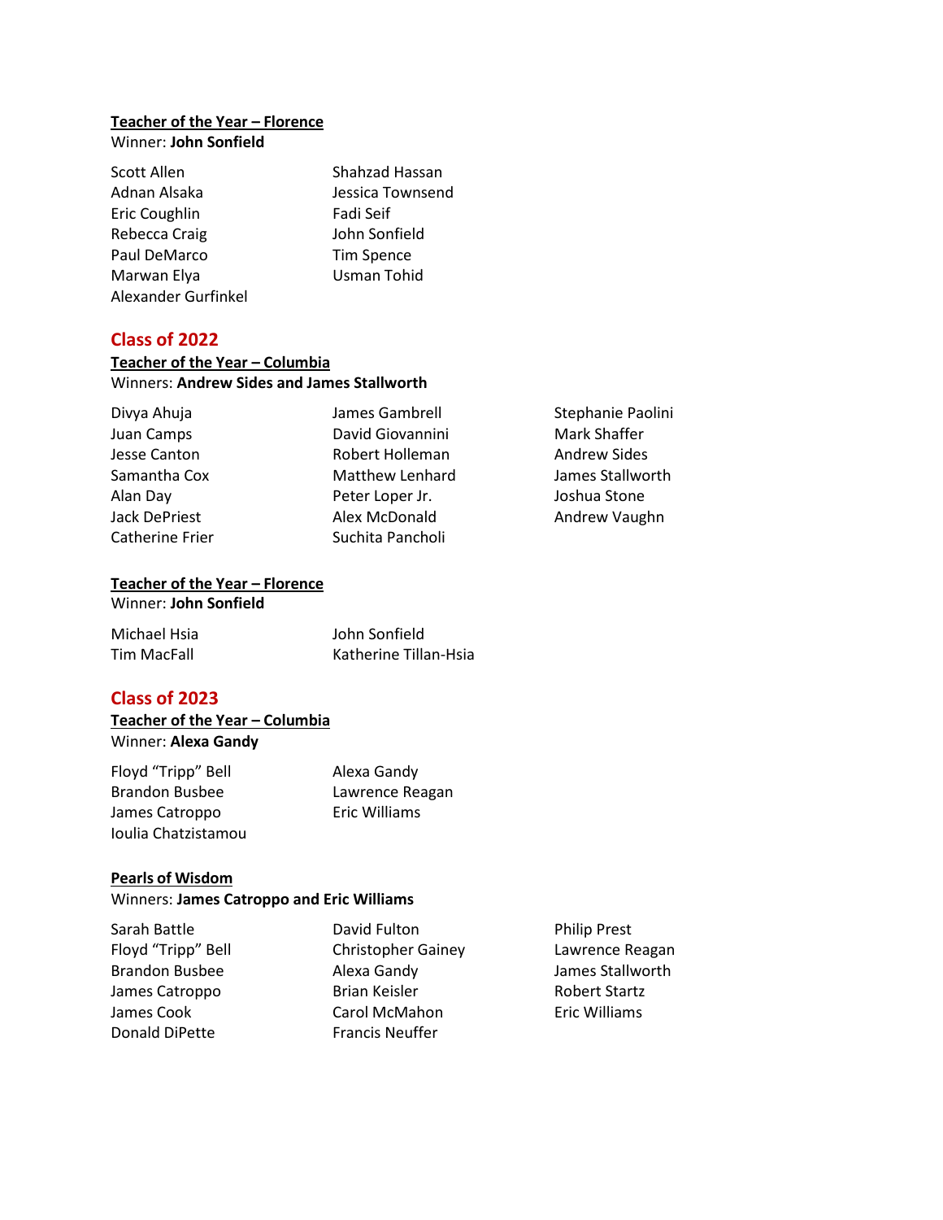**Teacher of the Year – Florence**

Winner: **John Sonfield**

Scott Allen
Adnan Alsaka
Eric Coughlin
Rebecca Craig
Paul DeMarco
Marwan Elya
Alexander Gurfinkel
Shahzad Hassan
Jessica Townsend
Fadi Seif
John Sonfield
Tim Spence
Usman Tohid

## Class of 2022

**Teacher of the Year – Columbia**

Winners: **Andrew Sides and James Stallworth**

Divya Ahuja
Juan Camps
Jesse Canton
Samantha Cox
Alan Day
Jack DePriest
Catherine Frier
James Gambrell
David Giovannini
Robert Holleman
Matthew Lenhard
Peter Loper Jr.
Alex McDonald
Suchita Pancholi
Stephanie Paolini
Mark Shaffer
Andrew Sides
James Stallworth
Joshua Stone
Andrew Vaughn

**Teacher of the Year – Florence**

Winner: **John Sonfield**

Michael Hsia
Tim MacFall
John Sonfield
Katherine Tillan-Hsia

## Class of 2023

**Teacher of the Year – Columbia**

Winner: **Alexa Gandy**

Floyd “Tripp” Bell
Brandon Busbee
James Catroppo
Ioulia Chatzistamou
Alexa Gandy
Lawrence Reagan
Eric Williams

**Pearls of Wisdom**

Winners: **James Catroppo and Eric Williams**

Sarah Battle
Floyd “Tripp” Bell
Brandon Busbee
James Catroppo
James Cook
Donald DiPette
David Fulton
Christopher Gainey
Alexa Gandy
Brian Keisler
Carol McMahon
Francis Neuffer
Philip Prest
Lawrence Reagan
James Stallworth
Robert Startz
Eric Williams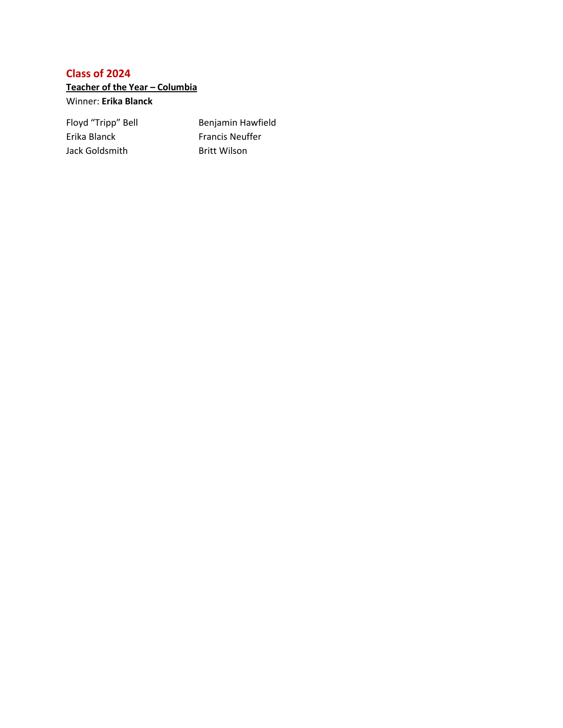## Class of 2024

**Teacher of the Year – Columbia**

Winner: **Erika Blanck**

Floyd "Tripp" Bell
Erika Blanck
Jack Goldsmith
Benjamin Hawfield
Francis Neuffer
Britt Wilson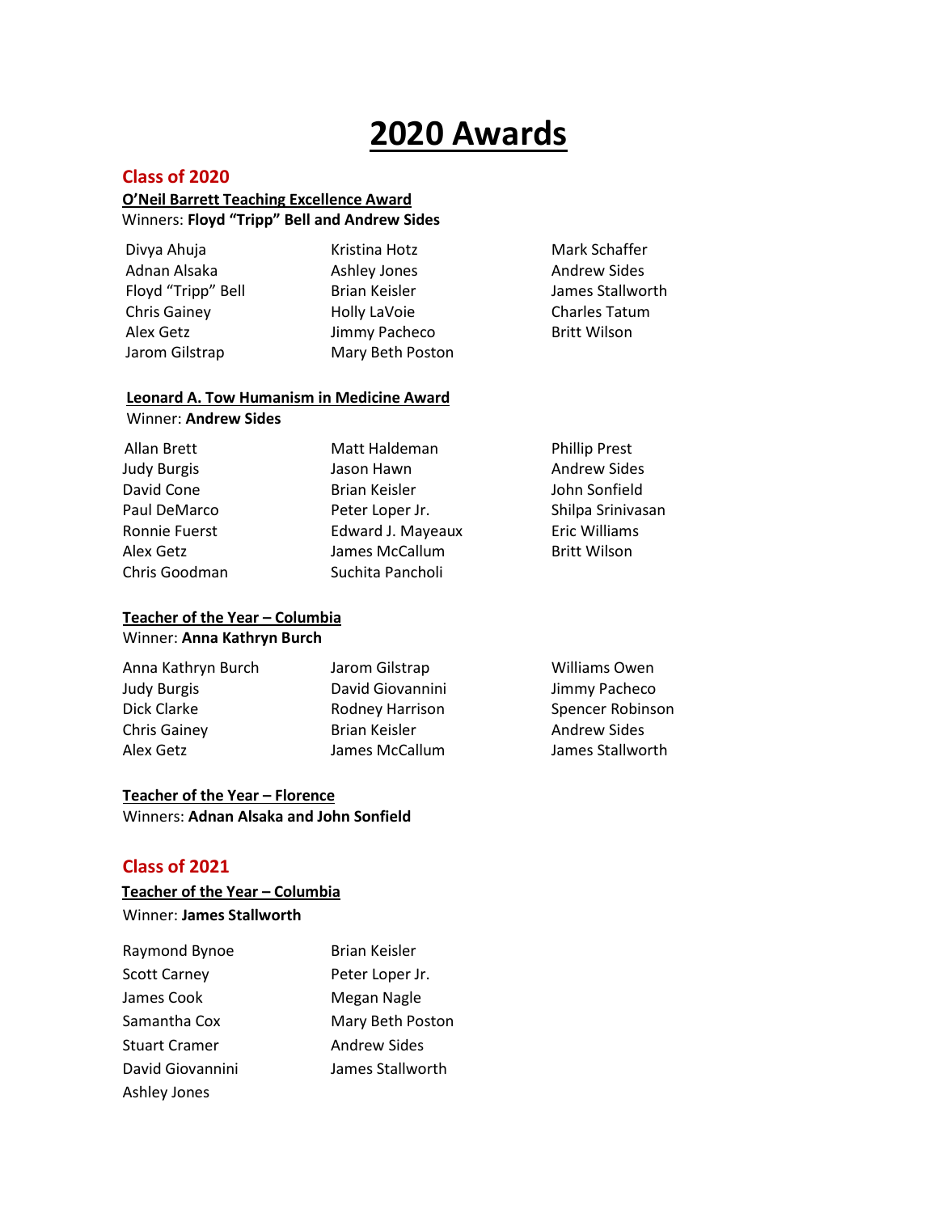# 2020 Awards

## Class of 2020

### O'Neil Barrett Teaching Excellence Award

Winners: **Floyd "Tripp" Bell and Andrew Sides**

Divya Ahuja
Adnan Alsaka
Floyd "Tripp" Bell
Chris Gainey
Alex Getz
Jarom Gilstrap
Kristina Hotz
Ashley Jones
Brian Keisler
Holly LaVoie
Jimmy Pacheco
Mary Beth Poston
Mark Schaffer
Andrew Sides
James Stallworth
Charles Tatum
Britt Wilson

### Leonard A. Tow Humanism in Medicine Award

Winner: **Andrew Sides**

Allan Brett
Judy Burgis
David Cone
Paul DeMarco
Ronnie Fuerst
Alex Getz
Chris Goodman
Matt Haldeman
Jason Hawn
Brian Keisler
Peter Loper Jr.
Edward J. Mayeaux
James McCallum
Suchita Pancholi
Phillip Prest
Andrew Sides
John Sonfield
Shilpa Srinivasan
Eric Williams
Britt Wilson

### Teacher of the Year – Columbia

Winner: **Anna Kathryn Burch**

Anna Kathryn Burch
Judy Burgis
Dick Clarke
Chris Gainey
Alex Getz
Jarom Gilstrap
David Giovannini
Rodney Harrison
Brian Keisler
James McCallum
Williams Owen
Jimmy Pacheco
Spencer Robinson
Andrew Sides
James Stallworth

### Teacher of the Year – Florence

Winners: **Adnan Alsaka and John Sonfield**

## Class of 2021

### Teacher of the Year – Columbia

Winner: **James Stallworth**

Raymond Bynoe
Scott Carney
James Cook
Samantha Cox
Stuart Cramer
David Giovannini
Ashley Jones
Brian Keisler
Peter Loper Jr.
Megan Nagle
Mary Beth Poston
Andrew Sides
James Stallworth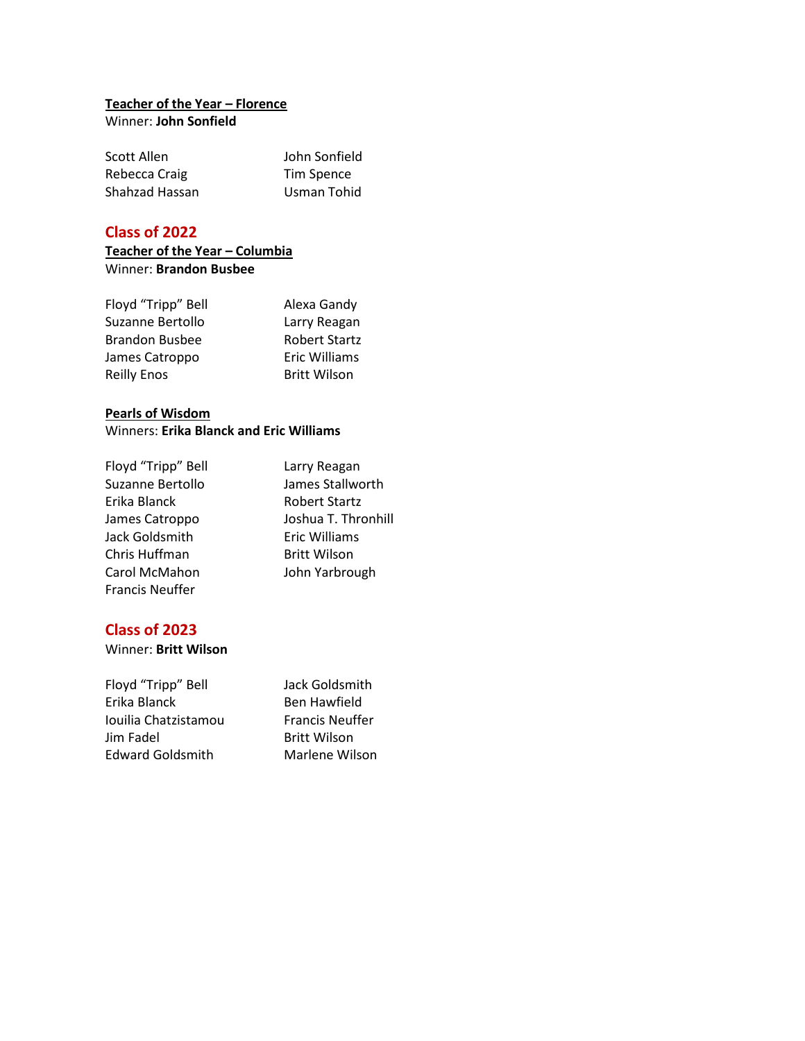**Teacher of the Year – Florence**

Winner: **John Sonfield**

Scott Allen
Rebecca Craig
Shahzad Hassan
John Sonfield
Tim Spence
Usman Tohid

## Class of 2022

**Teacher of the Year – Columbia**

Winner: **Brandon Busbee**

Floyd "Tripp" Bell
Suzanne Bertollo
Brandon Busbee
James Catroppo
Reilly Enos
Alexa Gandy
Larry Reagan
Robert Startz
Eric Williams
Britt Wilson

**Pearls of Wisdom**

Winners: **Erika Blanck and Eric Williams**

Floyd "Tripp" Bell
Suzanne Bertollo
Erika Blanck
James Catroppo
Jack Goldsmith
Chris Huffman
Carol McMahon
Francis Neuffer
Larry Reagan
James Stallworth
Robert Startz
Joshua T. Thronhill
Eric Williams
Britt Wilson
John Yarbrough

## Class of 2023

Winner: **Britt Wilson**

Floyd "Tripp" Bell
Erika Blanck
Iouilia Chatzistamou
Jim Fadel
Edward Goldsmith
Jack Goldsmith
Ben Hawfield
Francis Neuffer
Britt Wilson
Marlene Wilson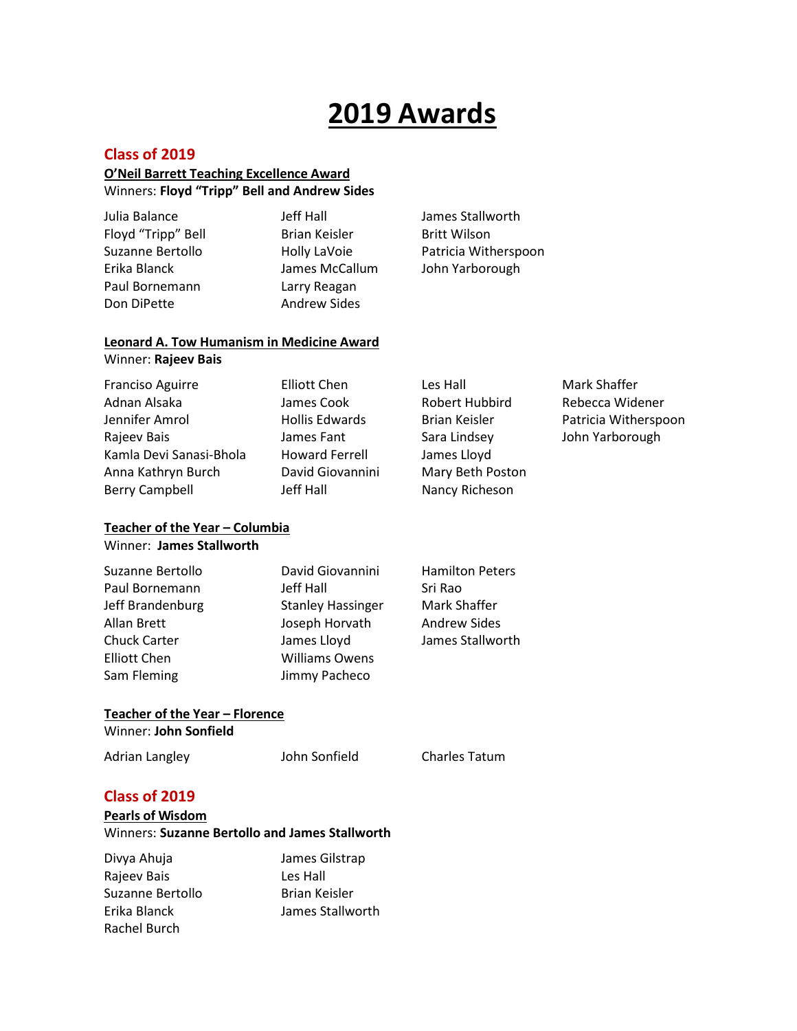# 2019 Awards

## Class of 2019

### O'Neil Barrett Teaching Excellence Award

Winners: **Floyd "Tripp" Bell and Andrew Sides**

Julia Balance
Floyd "Tripp" Bell
Suzanne Bertollo
Erika Blanck
Paul Bornemann
Don DiPette
Jeff Hall
Brian Keisler
Holly LaVoie
James McCallum
Larry Reagan
Andrew Sides
James Stallworth
Britt Wilson
Patricia Witherspoon
John Yarborough

### Leonard A. Tow Humanism in Medicine Award

Winner: **Rajeev Bais**

Franciso Aguirre
Adnan Alsaka
Jennifer Amrol
Rajeev Bais
Kamla Devi Sanasi-Bhola
Anna Kathryn Burch
Berry Campbell
Elliott Chen
James Cook
Hollis Edwards
James Fant
Howard Ferrell
David Giovannini
Jeff Hall
Les Hall
Robert Hubbird
Brian Keisler
Sara Lindsey
James Lloyd
Mary Beth Poston
Nancy Richeson
Mark Shaffer
Rebecca Widener
Patricia Witherspoon
John Yarborough

### Teacher of the Year – Columbia

Winner: **James Stallworth**

Suzanne Bertollo
Paul Bornemann
Jeff Brandenburg
Allan Brett
Chuck Carter
Elliott Chen
Sam Fleming
David Giovannini
Jeff Hall
Stanley Hassinger
Joseph Horvath
James Lloyd
Williams Owens
Jimmy Pacheco
Hamilton Peters
Sri Rao
Mark Shaffer
Andrew Sides
James Stallworth

### Teacher of the Year – Florence

Winner: **John Sonfield**

Adrian Langley
John Sonfield
Charles Tatum

## Class of 2019

### Pearls of Wisdom

Winners: **Suzanne Bertollo and James Stallworth**

Divya Ahuja
Rajeev Bais
Suzanne Bertollo
Erika Blanck
Rachel Burch
James Gilstrap
Les Hall
Brian Keisler
James Stallworth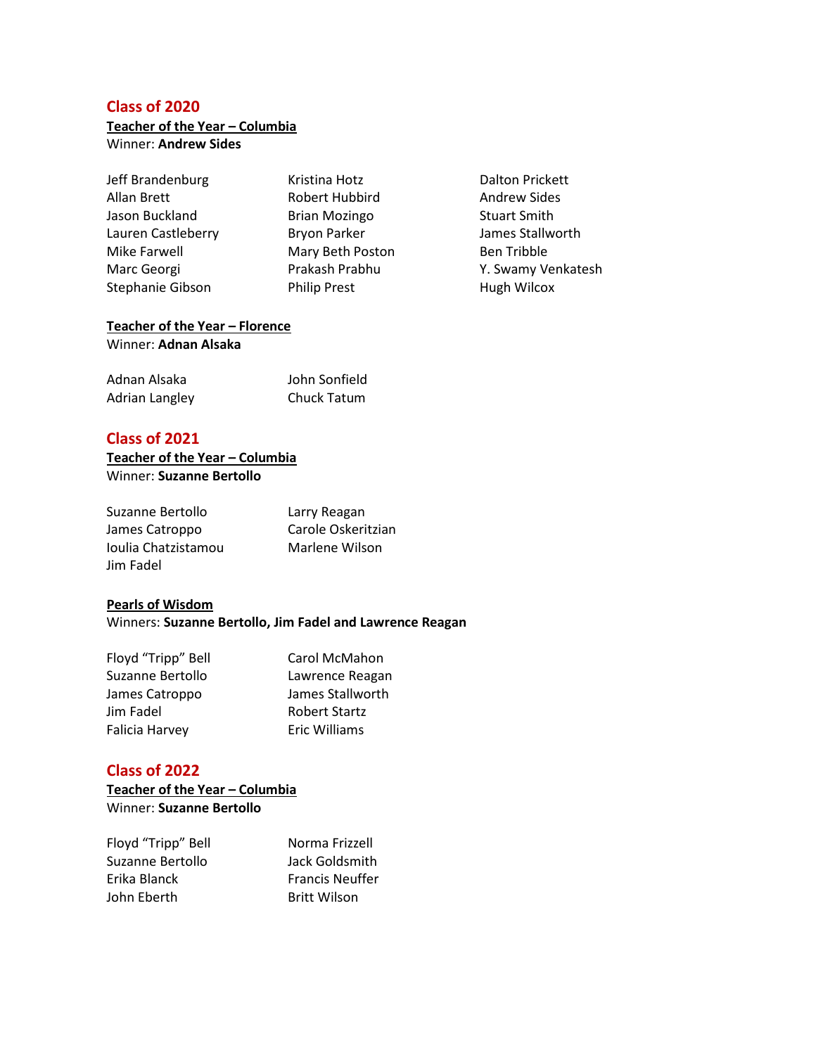## Class of 2020

### Teacher of the Year – Columbia

Winner: **Andrew Sides**

Jeff Brandenburg
Allan Brett
Jason Buckland
Lauren Castleberry
Mike Farwell
Marc Georgi
Stephanie Gibson
Kristina Hotz
Robert Hubbird
Brian Mozingo
Bryon Parker
Mary Beth Poston
Prakash Prabhu
Philip Prest
Dalton Prickett
Andrew Sides
Stuart Smith
James Stallworth
Ben Tribble
Y. Swamy Venkatesh
Hugh Wilcox

### Teacher of the Year – Florence

Winner: **Adnan Alsaka**

Adnan Alsaka
Adrian Langley
John Sonfield
Chuck Tatum

## Class of 2021

### Teacher of the Year – Columbia

Winner: **Suzanne Bertollo**

Suzanne Bertollo
James Catroppo
Ioulia Chatzistamou
Jim Fadel
Larry Reagan
Carole Oskeritzian
Marlene Wilson

### Pearls of Wisdom

Winners: **Suzanne Bertollo, Jim Fadel and Lawrence Reagan**

Floyd "Tripp" Bell
Suzanne Bertollo
James Catroppo
Jim Fadel
Falicia Harvey
Carol McMahon
Lawrence Reagan
James Stallworth
Robert Startz
Eric Williams

## Class of 2022

### Teacher of the Year – Columbia

Winner: **Suzanne Bertollo**

Floyd "Tripp" Bell
Suzanne Bertollo
Erika Blanck
John Eberth
Norma Frizzell
Jack Goldsmith
Francis Neuffer
Britt Wilson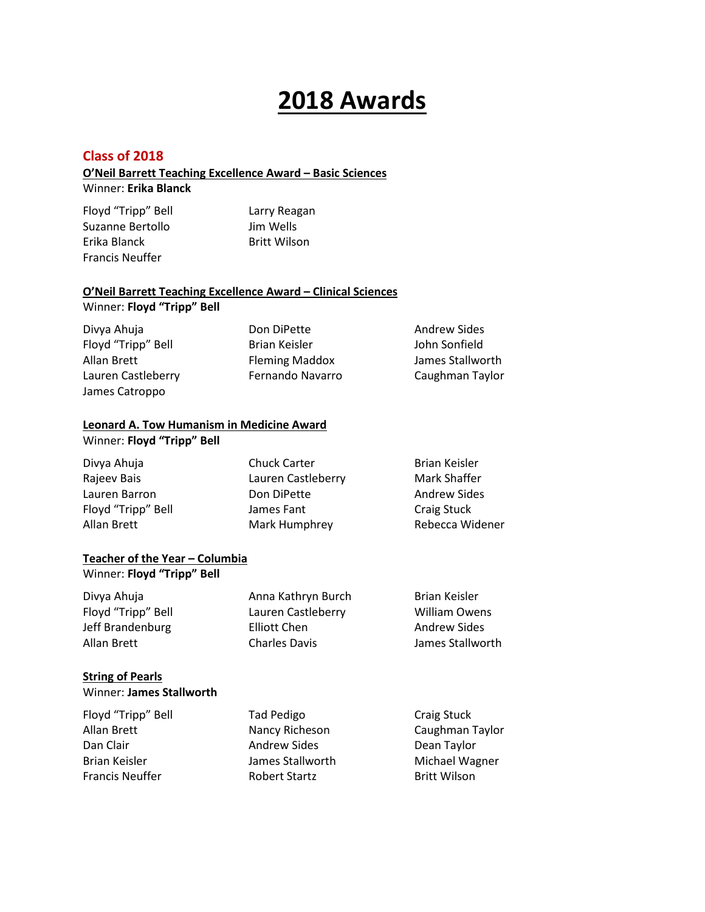# 2018 Awards

## Class of 2018

**O'Neil Barrett Teaching Excellence Award – Basic Sciences**

Winner: **Erika Blanck**

Floyd "Tripp" Bell
Suzanne Bertollo
Erika Blanck
Francis Neuffer
Larry Reagan
Jim Wells
Britt Wilson

**O'Neil Barrett Teaching Excellence Award – Clinical Sciences**

Winner: **Floyd "Tripp" Bell**

Divya Ahuja
Floyd "Tripp" Bell
Allan Brett
Lauren Castleberry
James Catroppo
Don DiPette
Brian Keisler
Fleming Maddox
Fernando Navarro
Andrew Sides
John Sonfield
James Stallworth
Caughman Taylor

**Leonard A. Tow Humanism in Medicine Award**

Winner: **Floyd "Tripp" Bell**

Divya Ahuja
Rajeev Bais
Lauren Barron
Floyd "Tripp" Bell
Allan Brett
Chuck Carter
Lauren Castleberry
Don DiPette
James Fant
Mark Humphrey
Brian Keisler
Mark Shaffer
Andrew Sides
Craig Stuck
Rebecca Widener

**Teacher of the Year – Columbia**

Winner: **Floyd "Tripp" Bell**

Divya Ahuja
Floyd "Tripp" Bell
Jeff Brandenburg
Allan Brett
Anna Kathryn Burch
Lauren Castleberry
Elliott Chen
Charles Davis
Brian Keisler
William Owens
Andrew Sides
James Stallworth

**String of Pearls**

Winner: **James Stallworth**

Floyd "Tripp" Bell
Allan Brett
Dan Clair
Brian Keisler
Francis Neuffer
Tad Pedigo
Nancy Richeson
Andrew Sides
James Stallworth
Robert Startz
Craig Stuck
Caughman Taylor
Dean Taylor
Michael Wagner
Britt Wilson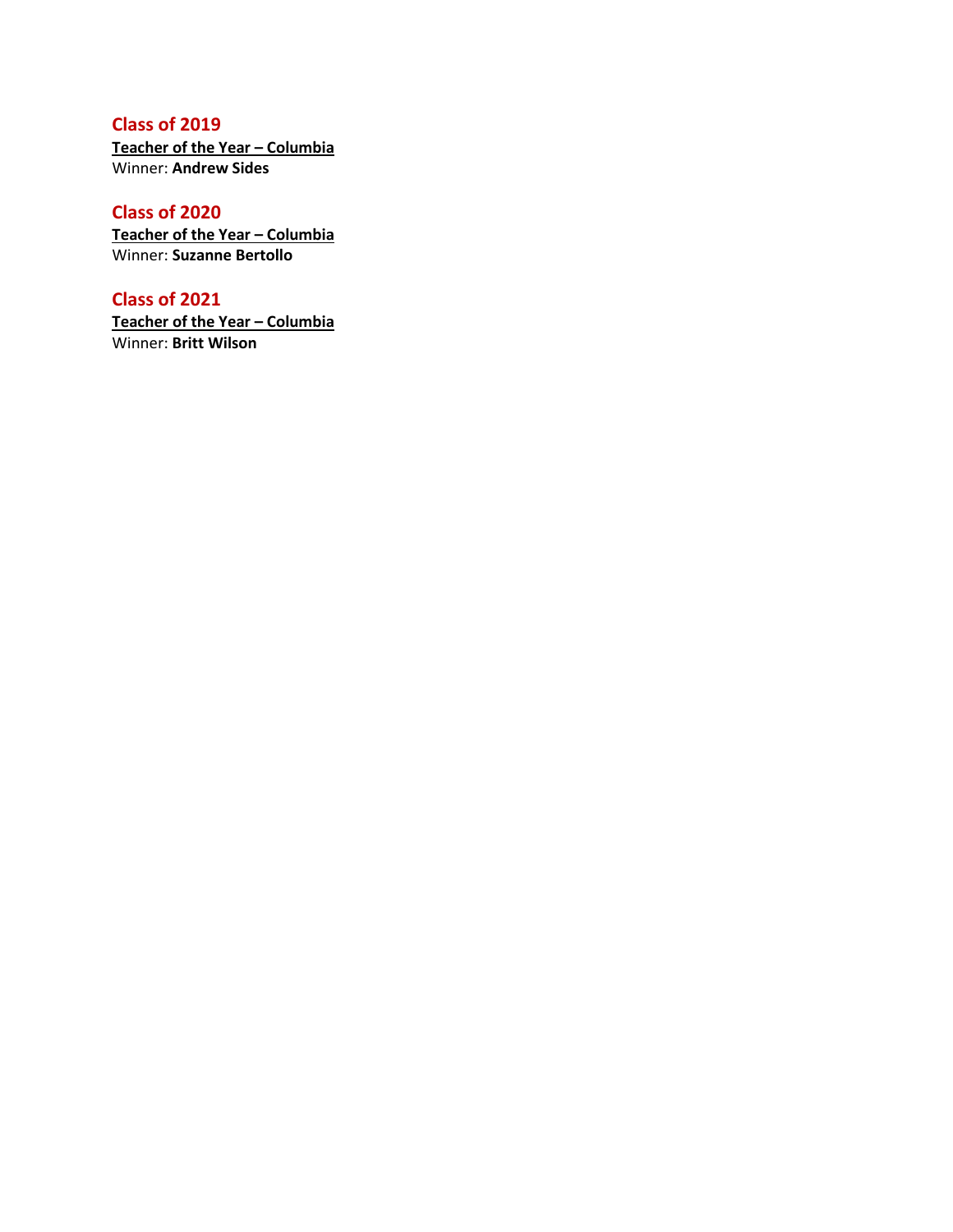## Class of 2019

**Teacher of the Year – Columbia**

Winner: **Andrew Sides**

## Class of 2020

**Teacher of the Year – Columbia**

Winner: **Suzanne Bertollo**

## Class of 2021

**Teacher of the Year – Columbia**

Winner: **Britt Wilson**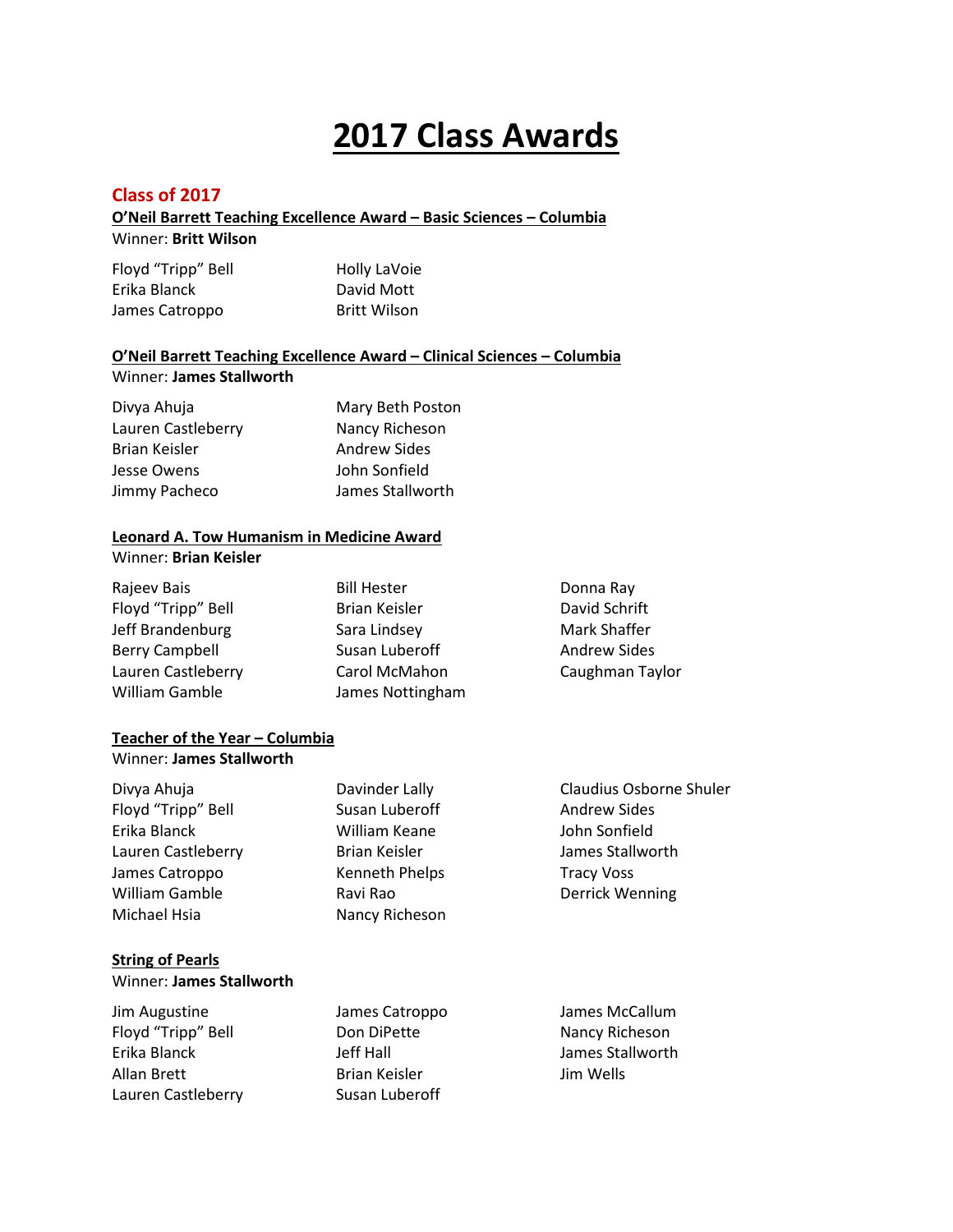# 2017 Class Awards

## Class of 2017

**O'Neil Barrett Teaching Excellence Award – Basic Sciences – Columbia**

Winner: **Britt Wilson**

Floyd "Tripp" Bell
Erika Blanck
James Catroppo
Holly LaVoie
David Mott
Britt Wilson

**O'Neil Barrett Teaching Excellence Award – Clinical Sciences – Columbia**

Winner: **James Stallworth**

Divya Ahuja
Lauren Castleberry
Brian Keisler
Jesse Owens
Jimmy Pacheco
Mary Beth Poston
Nancy Richeson
Andrew Sides
John Sonfield
James Stallworth

**Leonard A. Tow Humanism in Medicine Award**

Winner: **Brian Keisler**

Rajeev Bais
Floyd "Tripp" Bell
Jeff Brandenburg
Berry Campbell
Lauren Castleberry
William Gamble
Bill Hester
Brian Keisler
Sara Lindsey
Susan Luberoff
Carol McMahon
James Nottingham
Donna Ray
David Schrift
Mark Shaffer
Andrew Sides
Caughman Taylor

**Teacher of the Year – Columbia**

Winner: **James Stallworth**

Divya Ahuja
Floyd "Tripp" Bell
Erika Blanck
Lauren Castleberry
James Catroppo
William Gamble
Michael Hsia
Davinder Lally
Susan Luberoff
William Keane
Brian Keisler
Kenneth Phelps
Ravi Rao
Nancy Richeson
Claudius Osborne Shuler
Andrew Sides
John Sonfield
James Stallworth
Tracy Voss
Derrick Wenning

**String of Pearls**

Winner: **James Stallworth**

Jim Augustine
Floyd "Tripp" Bell
Erika Blanck
Allan Brett
Lauren Castleberry
James Catroppo
Don DiPette
Jeff Hall
Brian Keisler
Susan Luberoff
James McCallum
Nancy Richeson
James Stallworth
Jim Wells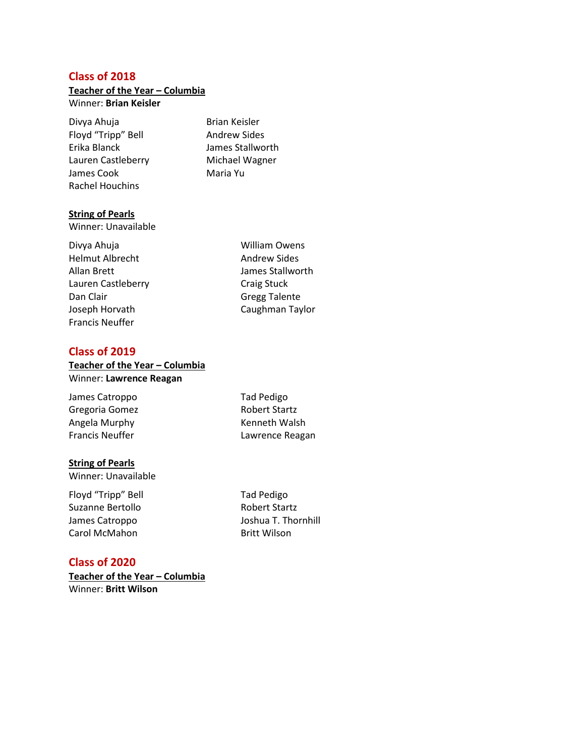## Class of 2018

**Teacher of the Year – Columbia**

Winner: **Brian Keisler**

Divya Ahuja
Floyd "Tripp" Bell
Erika Blanck
Lauren Castleberry
James Cook
Rachel Houchins
Brian Keisler
Andrew Sides
James Stallworth
Michael Wagner
Maria Yu

**String of Pearls**

Winner: Unavailable

Divya Ahuja
Helmut Albrecht
Allan Brett
Lauren Castleberry
Dan Clair
Joseph Horvath
Francis Neuffer
William Owens
Andrew Sides
James Stallworth
Craig Stuck
Gregg Talente
Caughman Taylor

## Class of 2019

**Teacher of the Year – Columbia**

Winner: **Lawrence Reagan**

James Catroppo
Gregoria Gomez
Angela Murphy
Francis Neuffer
Tad Pedigo
Robert Startz
Kenneth Walsh
Lawrence Reagan

**String of Pearls**

Winner: Unavailable

Floyd "Tripp" Bell
Suzanne Bertollo
James Catroppo
Carol McMahon
Tad Pedigo
Robert Startz
Joshua T. Thornhill
Britt Wilson

## Class of 2020

**Teacher of the Year – Columbia**

Winner: **Britt Wilson**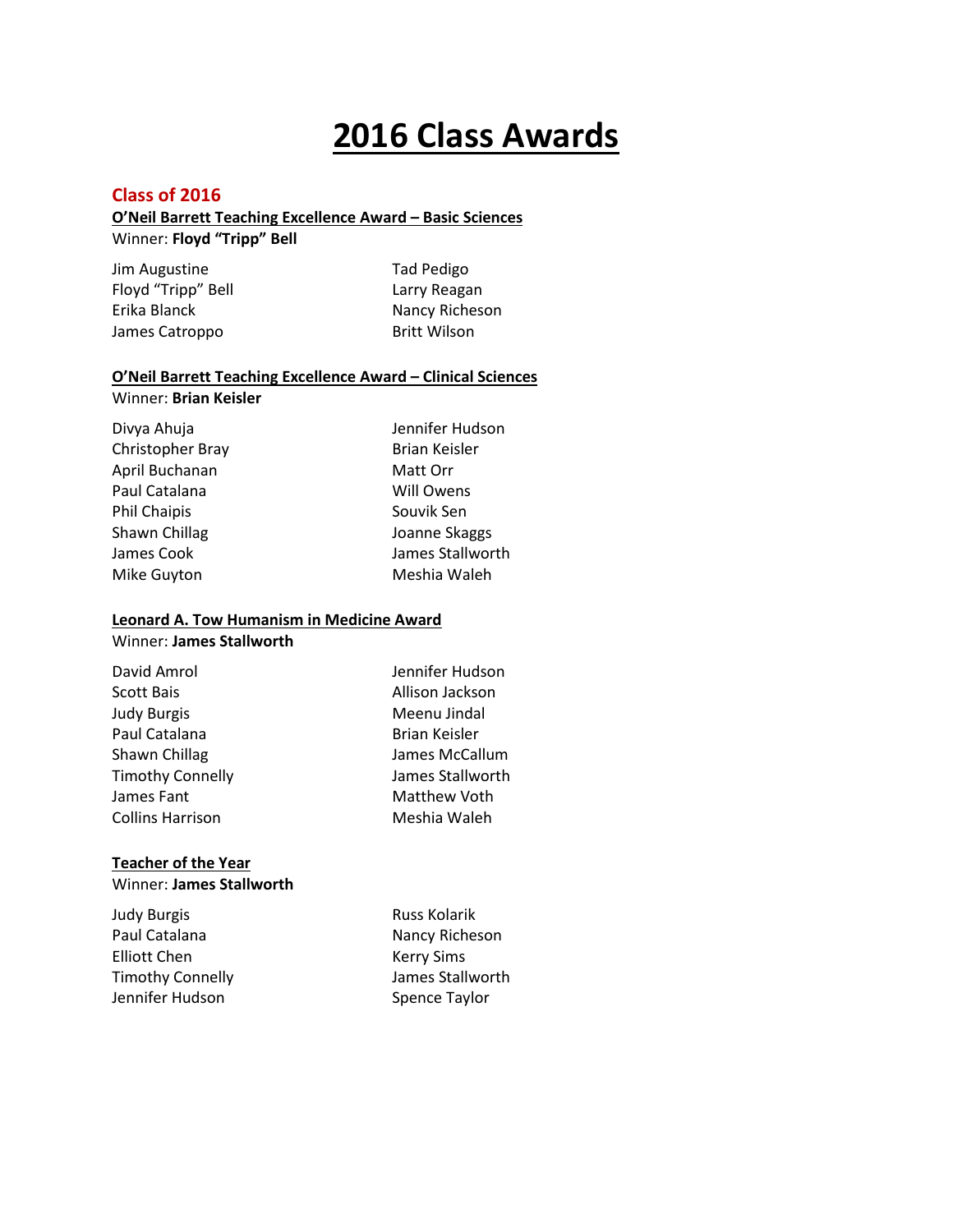# 2016 Class Awards

## Class of 2016

### O'Neil Barrett Teaching Excellence Award – Basic Sciences

Winner: **Floyd "Tripp" Bell**

Jim Augustine
Floyd "Tripp" Bell
Erika Blanck
James Catroppo
Tad Pedigo
Larry Reagan
Nancy Richeson
Britt Wilson

### O'Neil Barrett Teaching Excellence Award – Clinical Sciences

Winner: **Brian Keisler**

Divya Ahuja
Christopher Bray
April Buchanan
Paul Catalana
Phil Chaipis
Shawn Chillag
James Cook
Mike Guyton
Jennifer Hudson
Brian Keisler
Matt Orr
Will Owens
Souvik Sen
Joanne Skaggs
James Stallworth
Meshia Waleh

### Leonard A. Tow Humanism in Medicine Award

Winner: **James Stallworth**

David Amrol
Scott Bais
Judy Burgis
Paul Catalana
Shawn Chillag
Timothy Connelly
James Fant
Collins Harrison
Jennifer Hudson
Allison Jackson
Meenu Jindal
Brian Keisler
James McCallum
James Stallworth
Matthew Voth
Meshia Waleh

### Teacher of the Year

Winner: **James Stallworth**

Judy Burgis
Paul Catalana
Elliott Chen
Timothy Connelly
Jennifer Hudson
Russ Kolarik
Nancy Richeson
Kerry Sims
James Stallworth
Spence Taylor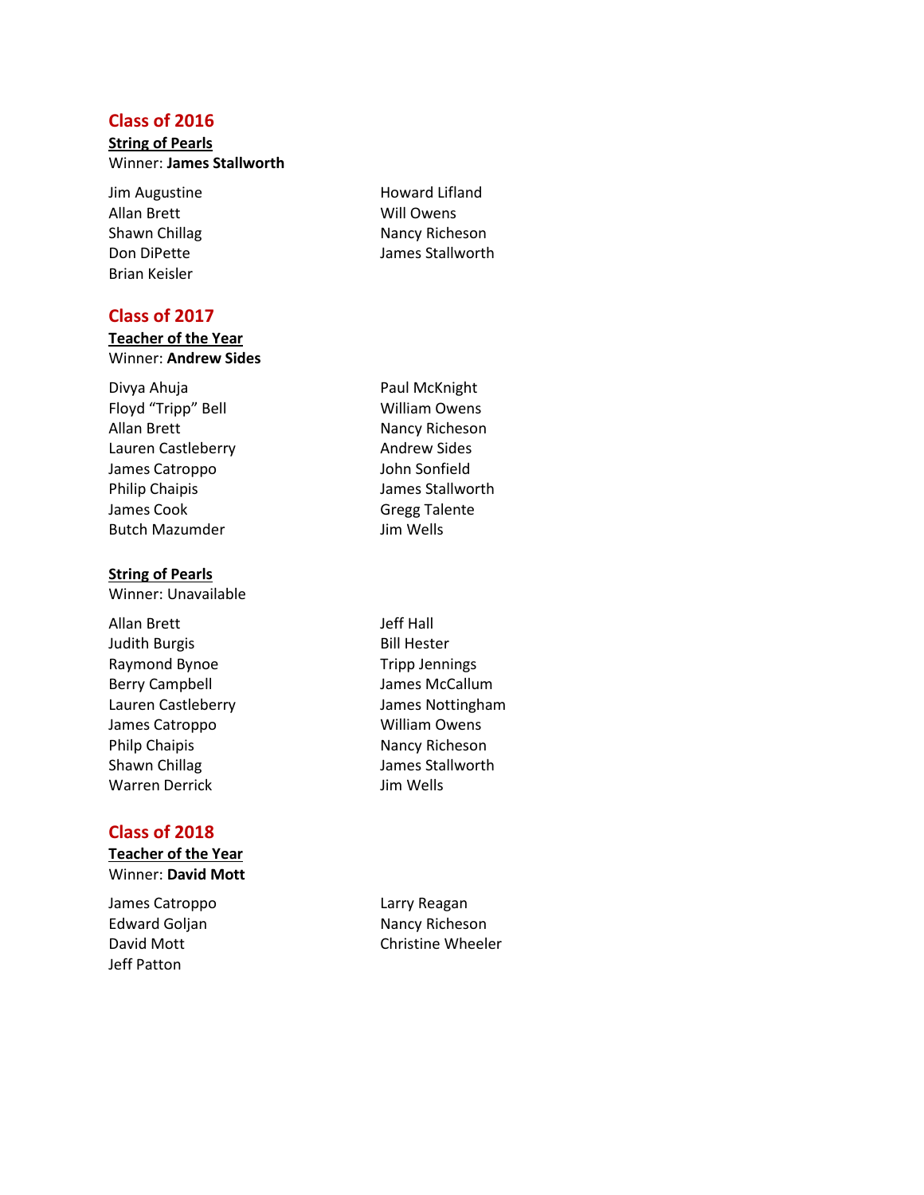## Class of 2016

**String of Pearls**

Winner: **James Stallworth**

Jim Augustine
Allan Brett
Shawn Chillag
Don DiPette
Brian Keisler
Howard Lifland
Will Owens
Nancy Richeson
James Stallworth

## Class of 2017

**Teacher of the Year**

Winner: **Andrew Sides**

Divya Ahuja
Floyd "Tripp" Bell
Allan Brett
Lauren Castleberry
James Catroppo
Philip Chaipis
James Cook
Butch Mazumder
Paul McKnight
William Owens
Nancy Richeson
Andrew Sides
John Sonfield
James Stallworth
Gregg Talente
Jim Wells

**String of Pearls**

Winner: Unavailable

Allan Brett
Judith Burgis
Raymond Bynoe
Berry Campbell
Lauren Castleberry
James Catroppo
Philp Chaipis
Shawn Chillag
Warren Derrick
Jeff Hall
Bill Hester
Tripp Jennings
James McCallum
James Nottingham
William Owens
Nancy Richeson
James Stallworth
Jim Wells

## Class of 2018

**Teacher of the Year**

Winner: **David Mott**

James Catroppo
Edward Goljan
David Mott
Jeff Patton
Larry Reagan
Nancy Richeson
Christine Wheeler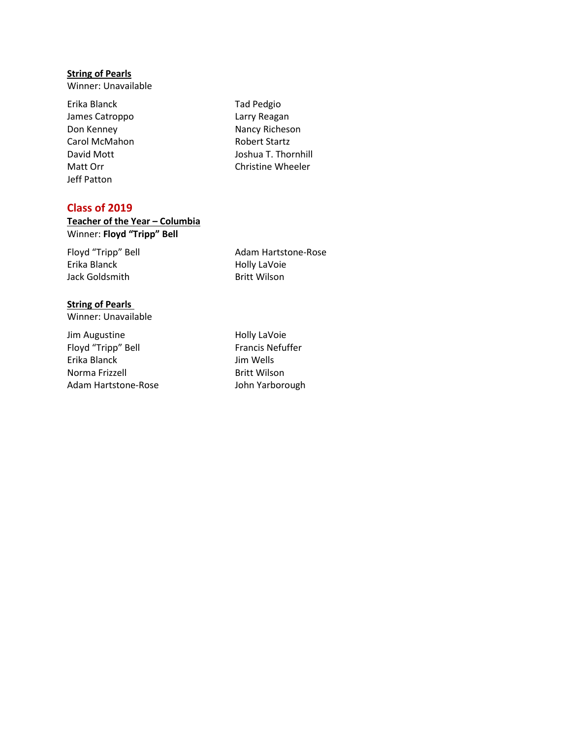**String of Pearls**

Winner: Unavailable

Erika Blanck
James Catroppo
Don Kenney
Carol McMahon
David Mott
Matt Orr
Jeff Patton
Tad Pedgio
Larry Reagan
Nancy Richeson
Robert Startz
Joshua T. Thornhill
Christine Wheeler

## Class of 2019

**Teacher of the Year – Columbia**

Winner: **Floyd "Tripp" Bell**

Floyd "Tripp" Bell
Erika Blanck
Jack Goldsmith
Adam Hartstone-Rose
Holly LaVoie
Britt Wilson

**String of Pearls**

Winner: Unavailable

Jim Augustine
Floyd "Tripp" Bell
Erika Blanck
Norma Frizzell
Adam Hartstone-Rose
Holly LaVoie
Francis Nefuffer
Jim Wells
Britt Wilson
John Yarborough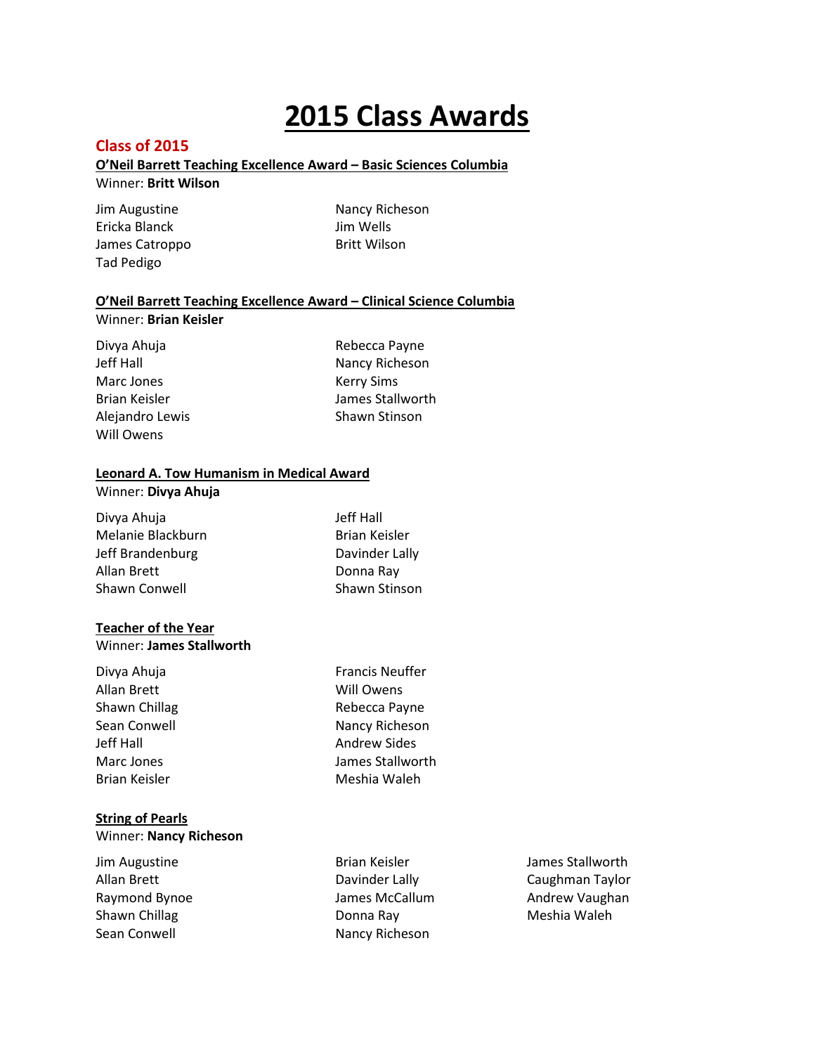# 2015 Class Awards

## Class of 2015

### O'Neil Barrett Teaching Excellence Award – Basic Sciences Columbia

Winner: **Britt Wilson**

Jim Augustine
Ericka Blanck
James Catroppo
Tad Pedigo
Nancy Richeson
Jim Wells
Britt Wilson

### O'Neil Barrett Teaching Excellence Award – Clinical Science Columbia

Winner: **Brian Keisler**

Divya Ahuja
Jeff Hall
Marc Jones
Brian Keisler
Alejandro Lewis
Will Owens
Rebecca Payne
Nancy Richeson
Kerry Sims
James Stallworth
Shawn Stinson

### Leonard A. Tow Humanism in Medical Award

Winner: **Divya Ahuja**

Divya Ahuja
Melanie Blackburn
Jeff Brandenburg
Allan Brett
Shawn Conwell
Jeff Hall
Brian Keisler
Davinder Lally
Donna Ray
Shawn Stinson

### Teacher of the Year

Winner: **James Stallworth**

Divya Ahuja
Allan Brett
Shawn Chillag
Sean Conwell
Jeff Hall
Marc Jones
Brian Keisler
Francis Neuffer
Will Owens
Rebecca Payne
Nancy Richeson
Andrew Sides
James Stallworth
Meshia Waleh

### String of Pearls

Winner: **Nancy Richeson**

Jim Augustine
Allan Brett
Raymond Bynoe
Shawn Chillag
Sean Conwell
Brian Keisler
Davinder Lally
James McCallum
Donna Ray
Nancy Richeson
James Stallworth
Caughman Taylor
Andrew Vaughan
Meshia Waleh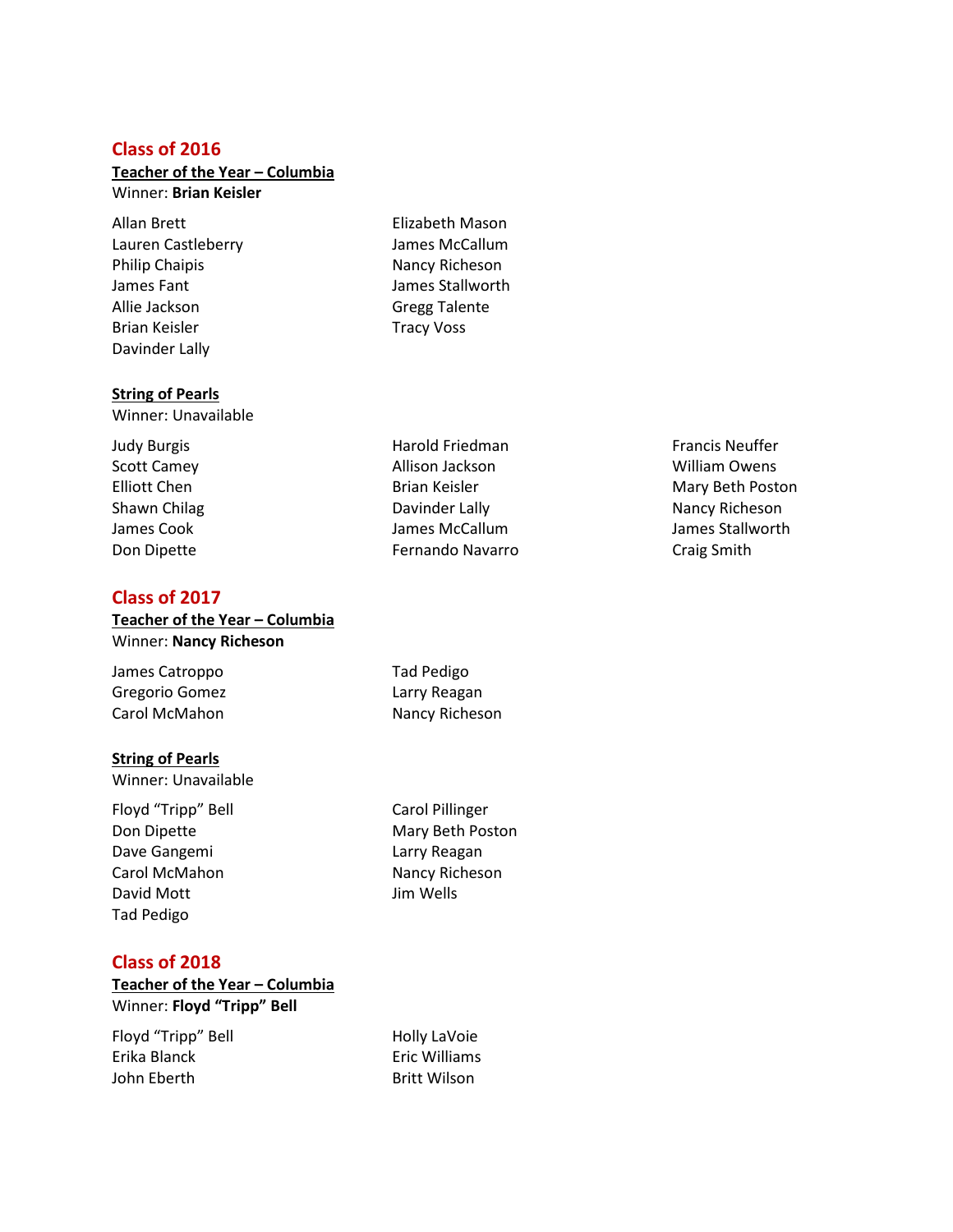## Class of 2016

**Teacher of the Year – Columbia**

Winner: **Brian Keisler**

Allan Brett
Lauren Castleberry
Philip Chaipis
James Fant
Allie Jackson
Brian Keisler
Davinder Lally
Elizabeth Mason
James McCallum
Nancy Richeson
James Stallworth
Gregg Talente
Tracy Voss

**String of Pearls**

Winner: Unavailable

Judy Burgis
Scott Camey
Elliott Chen
Shawn Chilag
James Cook
Don Dipette
Harold Friedman
Allison Jackson
Brian Keisler
Davinder Lally
James McCallum
Fernando Navarro
Francis Neuffer
William Owens
Mary Beth Poston
Nancy Richeson
James Stallworth
Craig Smith

## Class of 2017

**Teacher of the Year – Columbia**

Winner: **Nancy Richeson**

James Catroppo
Gregorio Gomez
Carol McMahon
Tad Pedigo
Larry Reagan
Nancy Richeson

**String of Pearls**

Winner: Unavailable

Floyd "Tripp" Bell
Don Dipette
Dave Gangemi
Carol McMahon
David Mott
Tad Pedigo
Carol Pillinger
Mary Beth Poston
Larry Reagan
Nancy Richeson
Jim Wells

## Class of 2018

**Teacher of the Year – Columbia**

Winner: **Floyd "Tripp" Bell**

Floyd "Tripp" Bell
Erika Blanck
John Eberth
Holly LaVoie
Eric Williams
Britt Wilson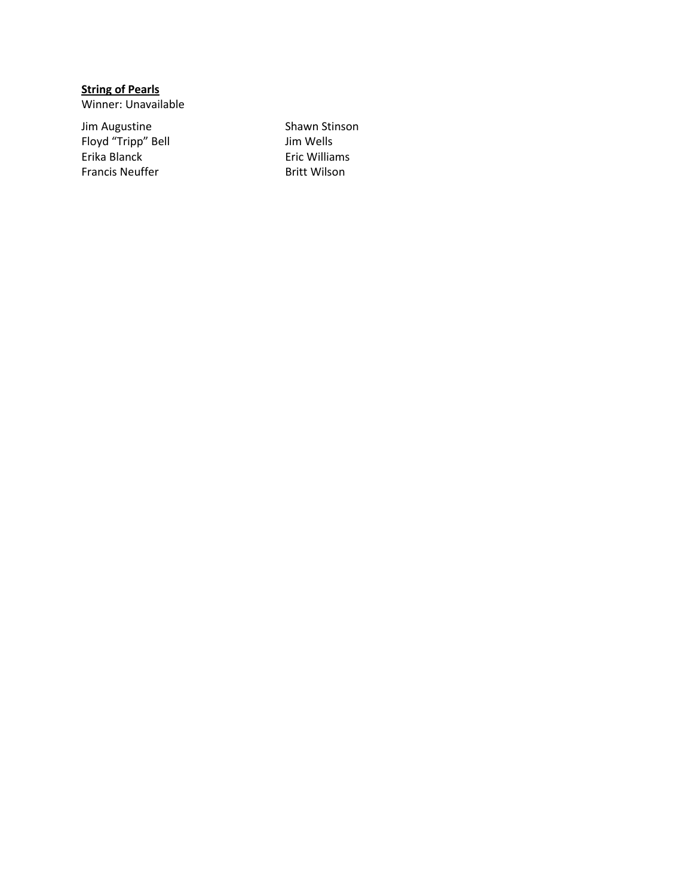**String of Pearls**

Winner: Unavailable

Jim Augustine
Floyd "Tripp" Bell
Erika Blanck
Francis Neuffer
Shawn Stinson
Jim Wells
Eric Williams
Britt Wilson